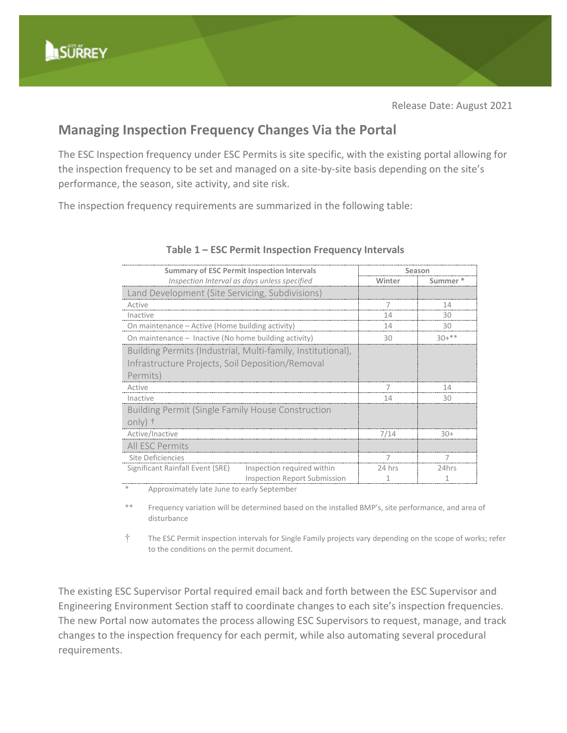Release Date: August 2021

## Managing Inspection Frequency Changes Via the Portal

The ESC Inspection frequency under ESC Permits is site specific, with the existing portal allowing for the inspection frequency to be set and managed on a site-by-site basis depending on the site's performance, the season, site activity, and site risk.

The inspection frequency requirements are summarized in the following table:

**Table 1 – ESC Permit Inspection Frequency Intervals**

| **Summary of ESC Permit Inspection Intervals** | | **Season** | |
|---|---|---|---|
| *Inspection Interval as days unless specified* | | **Winter** | **Summer \*** |
| Land Development (Site Servicing, Subdivisions) | | | |
| Active | | 7 | 14 |
| Inactive | | 14 | 30 |
| On maintenance – Active (Home building activity) | | 14 | 30 |
| On maintenance – Inactive (No home building activity) | | 30 | 30+** |
| Building Permits (Industrial, Multi-family, Institutional), Infrastructure Projects, Soil Deposition/Removal Permits) | | | |
| Active | | 7 | 14 |
| Inactive | | 14 | 30 |
| Building Permit (Single Family House Construction only) † | | | |
| Active/Inactive | | 7/14 | 30+ |
| All ESC Permits | | | |
| Site Deficiencies | | 7 | 7 |
| Significant Rainfall Event (SRE) | Inspection required within | 24 hrs | 24hrs |
| | Inspection Report Submission | 1 | 1 |

\* Approximately late June to early September

** Frequency variation will be determined based on the installed BMP's, site performance, and area of disturbance

† The ESC Permit inspection intervals for Single Family projects vary depending on the scope of works; refer to the conditions on the permit document.

The existing ESC Supervisor Portal required email back and forth between the ESC Supervisor and Engineering Environment Section staff to coordinate changes to each site's inspection frequencies. The new Portal now automates the process allowing ESC Supervisors to request, manage, and track changes to the inspection frequency for each permit, while also automating several procedural requirements.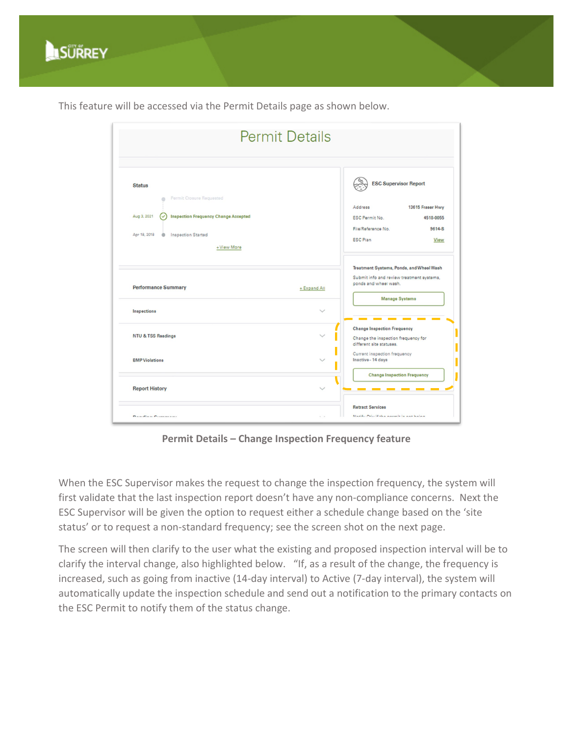This feature will be accessed via the Permit Details page as shown below.

**Permit Details – Change Inspection Frequency feature**

When the ESC Supervisor makes the request to change the inspection frequency, the system will first validate that the last inspection report doesn't have any non-compliance concerns. Next the ESC Supervisor will be given the option to request either a schedule change based on the 'site status' or to request a non-standard frequency; see the screen shot on the next page.

The screen will then clarify to the user what the existing and proposed inspection interval will be to clarify the interval change, also highlighted below. "If, as a result of the change, the frequency is increased, such as going from inactive (14-day interval) to Active (7-day interval), the system will automatically update the inspection schedule and send out a notification to the primary contacts on the ESC Permit to notify them of the status change.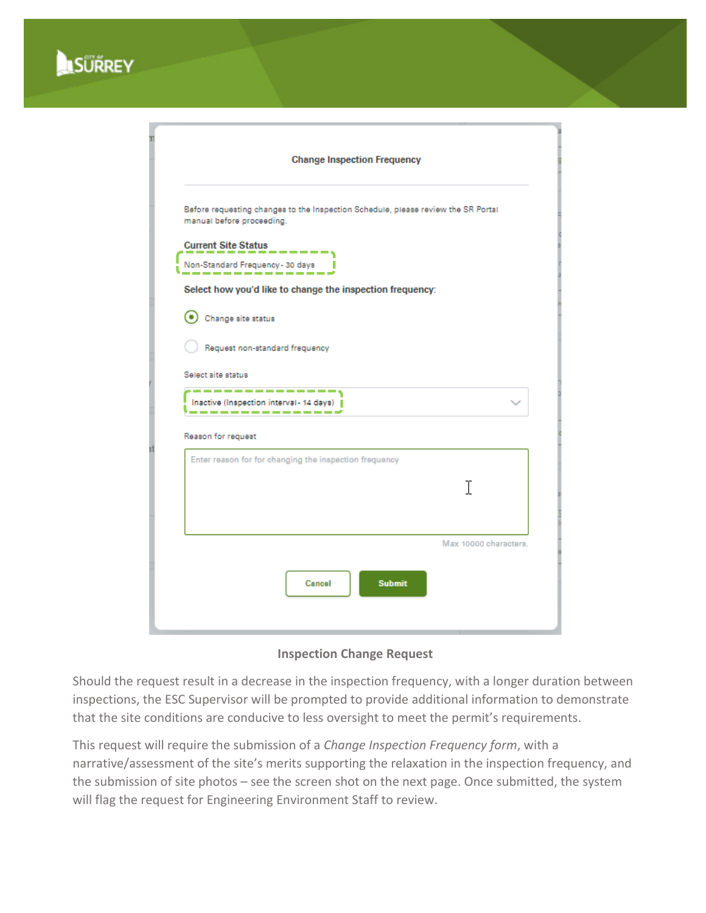Change Inspection Frequency

Before requesting changes to the Inspection Schedule, please review the SR Portal manual before proceeding.

**Current Site Status**

Non-Standard Frequency - 30 days

**Select how you'd like to change the inspection frequency:**

- (•) Change site status
- ( ) Request non-standard frequency

Select site status

Inactive (Inspection interval - 14 days)

Reason for request

Enter reason for for changing the inspection frequency

Max 10000 characters.

Cancel | Submit

**Inspection Change Request**

Should the request result in a decrease in the inspection frequency, with a longer duration between inspections, the ESC Supervisor will be prompted to provide additional information to demonstrate that the site conditions are conducive to less oversight to meet the permit's requirements.

This request will require the submission of a *Change Inspection Frequency form*, with a narrative/assessment of the site's merits supporting the relaxation in the inspection frequency, and the submission of site photos – see the screen shot on the next page. Once submitted, the system will flag the request for Engineering Environment Staff to review.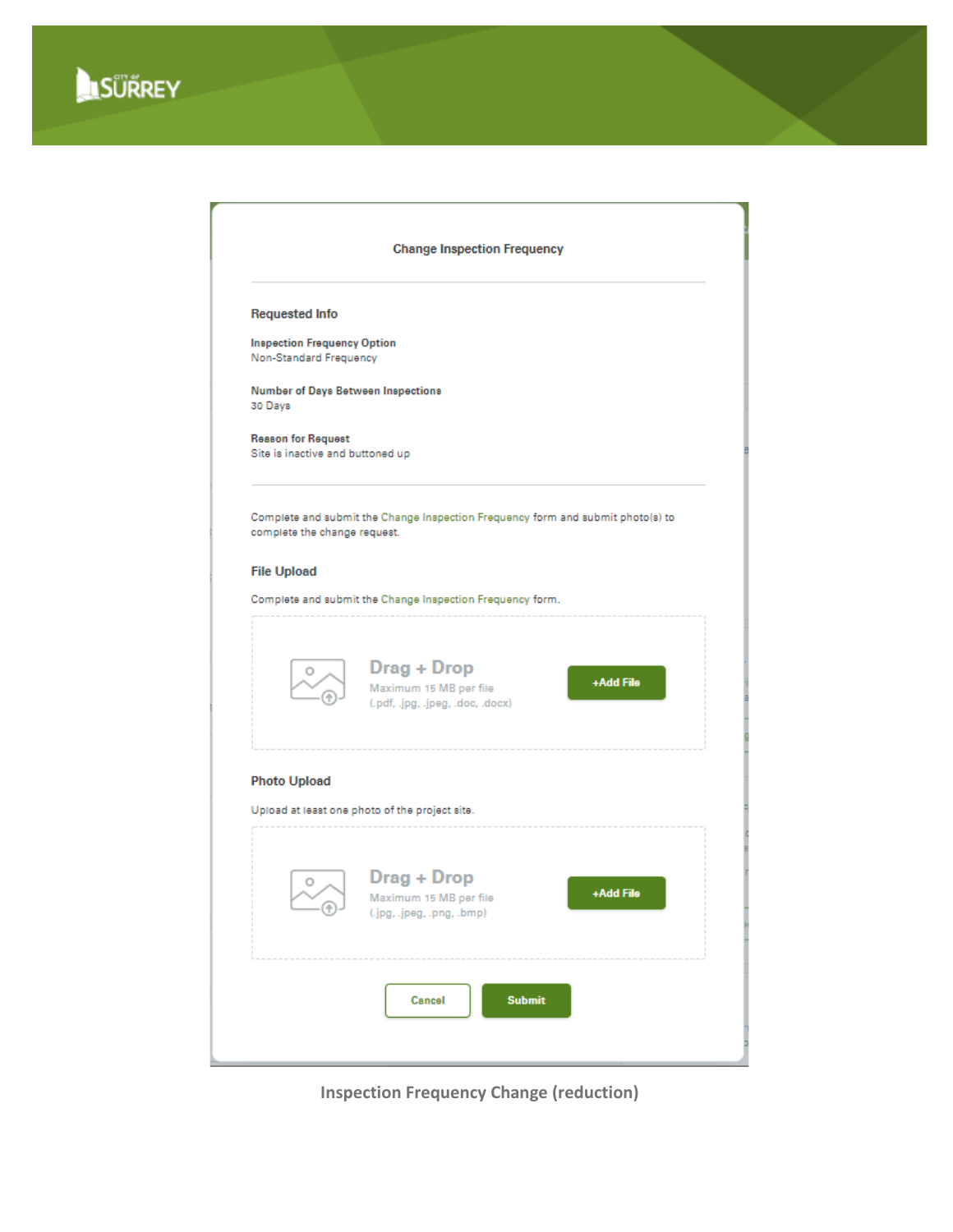### Change Inspection Frequency

**Requested Info**

**Inspection Frequency Option**
Non-Standard Frequency

**Number of Days Between Inspections**
30 Days

**Reason for Request**
Site is inactive and buttoned up

Complete and submit the Change Inspection Frequency form and submit photo(s) to complete the change request.

**File Upload**

Complete and submit the Change Inspection Frequency form.

Drag + Drop
Maximum 15 MB per file
(.pdf, .jpg, .jpeg, .doc, .docx)

+Add File

**Photo Upload**

Upload at least one photo of the project site.

Drag + Drop
Maximum 15 MB per file
(.jpg, .jpeg, .png, .bmp)

+Add File

Cancel | Submit

**Inspection Frequency Change (reduction)**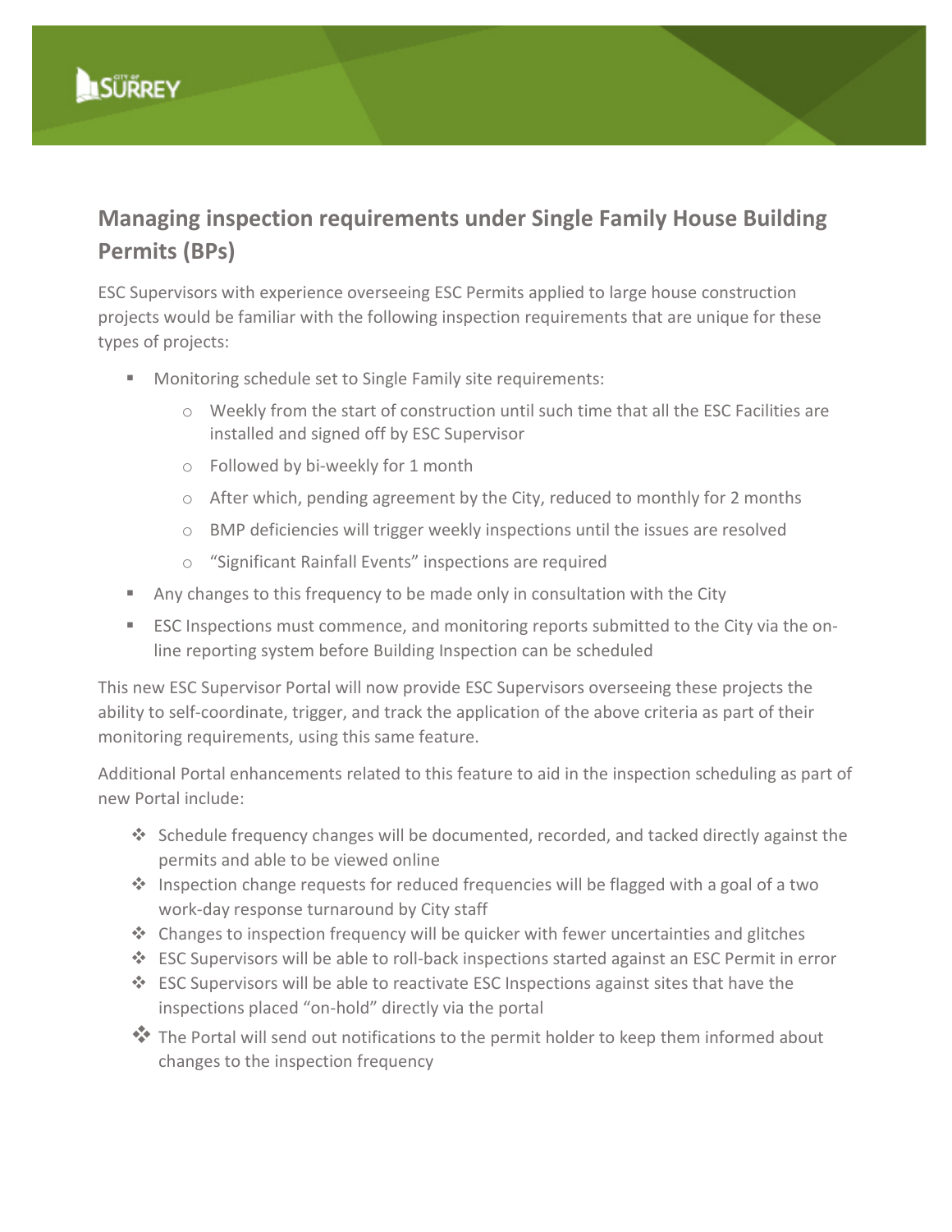## Managing inspection requirements under Single Family House Building Permits (BPs)

ESC Supervisors with experience overseeing ESC Permits applied to large house construction projects would be familiar with the following inspection requirements that are unique for these types of projects:

- Monitoring schedule set to Single Family site requirements:
    - Weekly from the start of construction until such time that all the ESC Facilities are installed and signed off by ESC Supervisor
    - Followed by bi-weekly for 1 month
    - After which, pending agreement by the City, reduced to monthly for 2 months
    - BMP deficiencies will trigger weekly inspections until the issues are resolved
    - "Significant Rainfall Events" inspections are required
- Any changes to this frequency to be made only in consultation with the City
- ESC Inspections must commence, and monitoring reports submitted to the City via the on-line reporting system before Building Inspection can be scheduled

This new ESC Supervisor Portal will now provide ESC Supervisors overseeing these projects the ability to self-coordinate, trigger, and track the application of the above criteria as part of their monitoring requirements, using this same feature.

Additional Portal enhancements related to this feature to aid in the inspection scheduling as part of new Portal include:

- Schedule frequency changes will be documented, recorded, and tacked directly against the permits and able to be viewed online
- Inspection change requests for reduced frequencies will be flagged with a goal of a two work-day response turnaround by City staff
- Changes to inspection frequency will be quicker with fewer uncertainties and glitches
- ESC Supervisors will be able to roll-back inspections started against an ESC Permit in error
- ESC Supervisors will be able to reactivate ESC Inspections against sites that have the inspections placed "on-hold" directly via the portal
- The Portal will send out notifications to the permit holder to keep them informed about changes to the inspection frequency